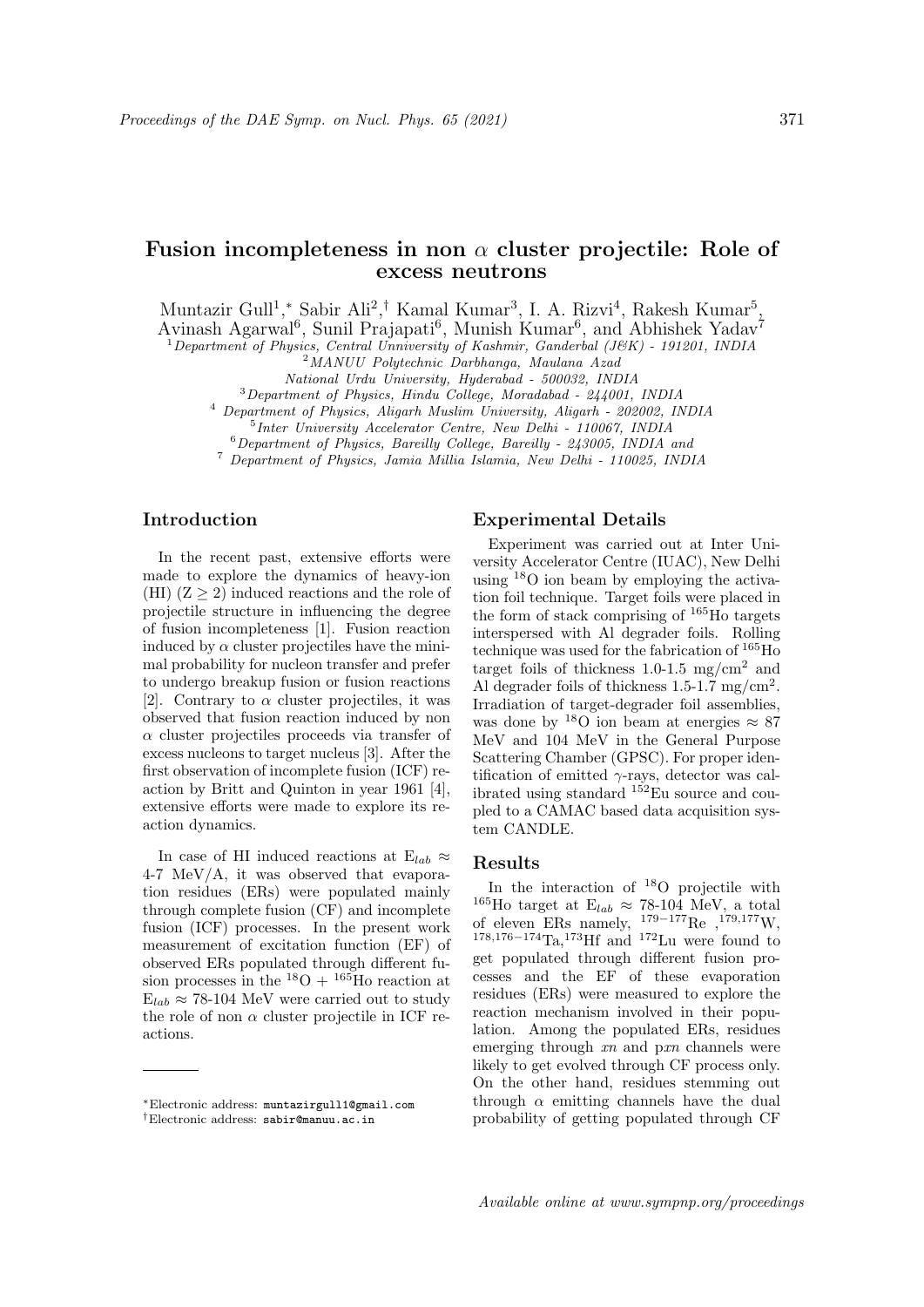# Fusion incompleteness in non $\alpha$ cluster projectile: Role of excess neutrons

Muntazir Gull[1,*], Sabir Ali[2,†], Kamal Kumar[3], I. A. Rizvi[4], Rakesh Kumar[5], Avinash Agarwal[6], Sunil Prajapati[6], Munish Kumar[6], and Abhishek Yadav[7]

[1] *Department of Physics, Central Unniversity of Kashmir, Ganderbal (J&K) - 191201, INDIA*
[2] *MANUU Polytechnic Darbhanga, Maulana Azad National Urdu University, Hyderabad - 500032, INDIA*
[3] *Department of Physics, Hindu College, Moradabad - 244001, INDIA*
[4] *Department of Physics, Aligarh Muslim University, Aligarh - 202002, INDIA*
[5] *Inter University Accelerator Centre, New Delhi - 110067, INDIA*
[6] *Department of Physics, Bareilly College, Bareilly - 243005, INDIA and*
[7] *Department of Physics, Jamia Millia Islamia, New Delhi - 110025, INDIA*

## Introduction

In the recent past, extensive efforts were made to explore the dynamics of heavy-ion (HI) ($Z \geq 2$) induced reactions and the role of projectile structure in influencing the degree of fusion incompleteness [1]. Fusion reaction induced by $\alpha$ cluster projectiles have the minimal probability for nucleon transfer and prefer to undergo breakup fusion or fusion reactions [2]. Contrary to $\alpha$ cluster projectiles, it was observed that fusion reaction induced by non $\alpha$ cluster projectiles proceeds via transfer of excess nucleons to target nucleus [3]. After the first observation of incomplete fusion (ICF) reaction by Britt and Quinton in year 1961 [4], extensive efforts were made to explore its reaction dynamics.

In case of HI induced reactions at $E_{lab} \approx$ 4-7 MeV/A, it was observed that evaporation residues (ERs) were populated mainly through complete fusion (CF) and incomplete fusion (ICF) processes. In the present work measurement of excitation function (EF) of observed ERs populated through different fusion processes in the $^{18}O$ + $^{165}Ho$ reaction at $E_{lab} \approx$ 78-104 MeV were carried out to study the role of non $\alpha$ cluster projectile in ICF reactions.

## Experimental Details

Experiment was carried out at Inter University Accelerator Centre (IUAC), New Delhi using $^{18}O$ ion beam by employing the activation foil technique. Target foils were placed in the form of stack comprising of $^{165}Ho$ targets interspersed with Al degrader foils. Rolling technique was used for the fabrication of $^{165}Ho$ target foils of thickness 1.0-1.5 mg/cm$^2$ and Al degrader foils of thickness 1.5-1.7 mg/cm$^2$. Irradiation of target-degrader foil assemblies, was done by $^{18}O$ ion beam at energies $\approx$ 87 MeV and 104 MeV in the General Purpose Scattering Chamber (GPSC). For proper identification of emitted $\gamma$-rays, detector was calibrated using standard $^{152}Eu$ source and coupled to a CAMAC based data acquisition system CANDLE.

## Results

In the interaction of $^{18}O$ projectile with $^{165}Ho$ target at $E_{lab} \approx$ 78-104 MeV, a total of eleven ERs namely, $^{179-177}Re$ ,$^{179,177}W$, $^{178,176-174}Ta$,$^{173}Hf$ and $^{172}Lu$ were found to get populated through different fusion processes and the EF of these evaporation residues (ERs) were measured to explore the reaction mechanism involved in their population. Among the populated ERs, residues emerging through *xn* and p*xn* channels were likely to get evolved through CF process only. On the other hand, residues stemming out through $\alpha$ emitting channels have the dual probability of getting populated through CF

*Electronic address: muntazirgull1@gmail.com
†Electronic address: sabir@manuu.ac.in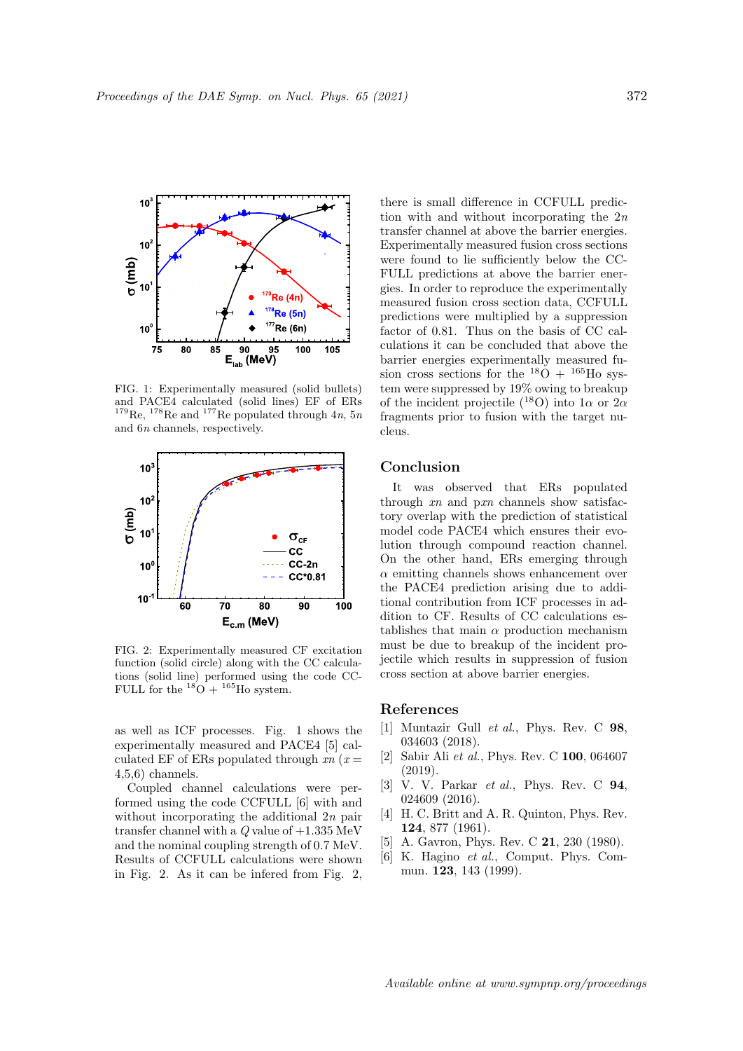$10^3$
$10^2$
$10^1$
$10^0$
σ (mb)
75 80 85 90 95 100 105
$E_{lab}$ (MeV)
$^{179}$Re (4n)
$^{178}$Re (5n)
$^{177}$Re (6n)

FIG. 1: Experimentally measured (solid bullets) and PACE4 calculated (solid lines) EF of ERs $^{179}$Re, $^{178}$Re and $^{177}$Re populated through $4n$, $5n$ and $6n$ channels, respectively.

$10^3$
$10^2$
$10^1$
$10^0$
$10^{-1}$
σ (mb)
60 70 80 90 100
$E_{c.m}$ (MeV)
$\sigma_{CF}$
CC
CC-2n
CC*0.81

FIG. 2: Experimentally measured CF excitation function (solid circle) along with the CC calculations (solid line) performed using the code CCFULL for the $^{18}$O + $^{165}$Ho system.

as well as ICF processes. Fig. 1 shows the experimentally measured and PACE4 [5] calculated EF of ERs populated through $xn$ ($x = 4,5,6$) channels.

Coupled channel calculations were performed using the code CCFULL [6] with and without incorporating the additional $2n$ pair transfer channel with a $Q$ value of +1.335 MeV and the nominal coupling strength of 0.7 MeV. Results of CCFULL calculations were shown in Fig. 2. As it can be infered from Fig. 2, there is small difference in CCFULL prediction with and without incorporating the $2n$ transfer channel at above the barrier energies. Experimentally measured fusion cross sections were found to lie sufficiently below the CCFULL predictions at above the barrier energies. In order to reproduce the experimentally measured fusion cross section data, CCFULL predictions were multiplied by a suppression factor of 0.81. Thus on the basis of CC calculations it can be concluded that above the barrier energies experimentally measured fusion cross sections for the $^{18}$O + $^{165}$Ho system were suppressed by 19% owing to breakup of the incident projectile ($^{18}$O) into $1\alpha$ or $2\alpha$ fragments prior to fusion with the target nucleus.

## Conclusion

It was observed that ERs populated through $xn$ and $pxn$ channels show satisfactory overlap with the prediction of statistical model code PACE4 which ensures their evolution through compound reaction channel. On the other hand, ERs emerging through $\alpha$ emitting channels shows enhancement over the PACE4 prediction arising due to additional contribution from ICF processes in addition to CF. Results of CC calculations establishes that main $\alpha$ production mechanism must be due to breakup of the incident projectile which results in suppression of fusion cross section at above barrier energies.

## References

[1] Muntazir Gull *et al.*, Phys. Rev. C **98**, 034603 (2018).

[2] Sabir Ali *et al.*, Phys. Rev. C **100**, 064607 (2019).

[3] V. V. Parkar *et al.*, Phys. Rev. C **94**, 024609 (2016).

[4] H. C. Britt and A. R. Quinton, Phys. Rev. **124**, 877 (1961).

[5] A. Gavron, Phys. Rev. C **21**, 230 (1980).

[6] K. Hagino *et al.*, Comput. Phys. Commun. **123**, 143 (1999).